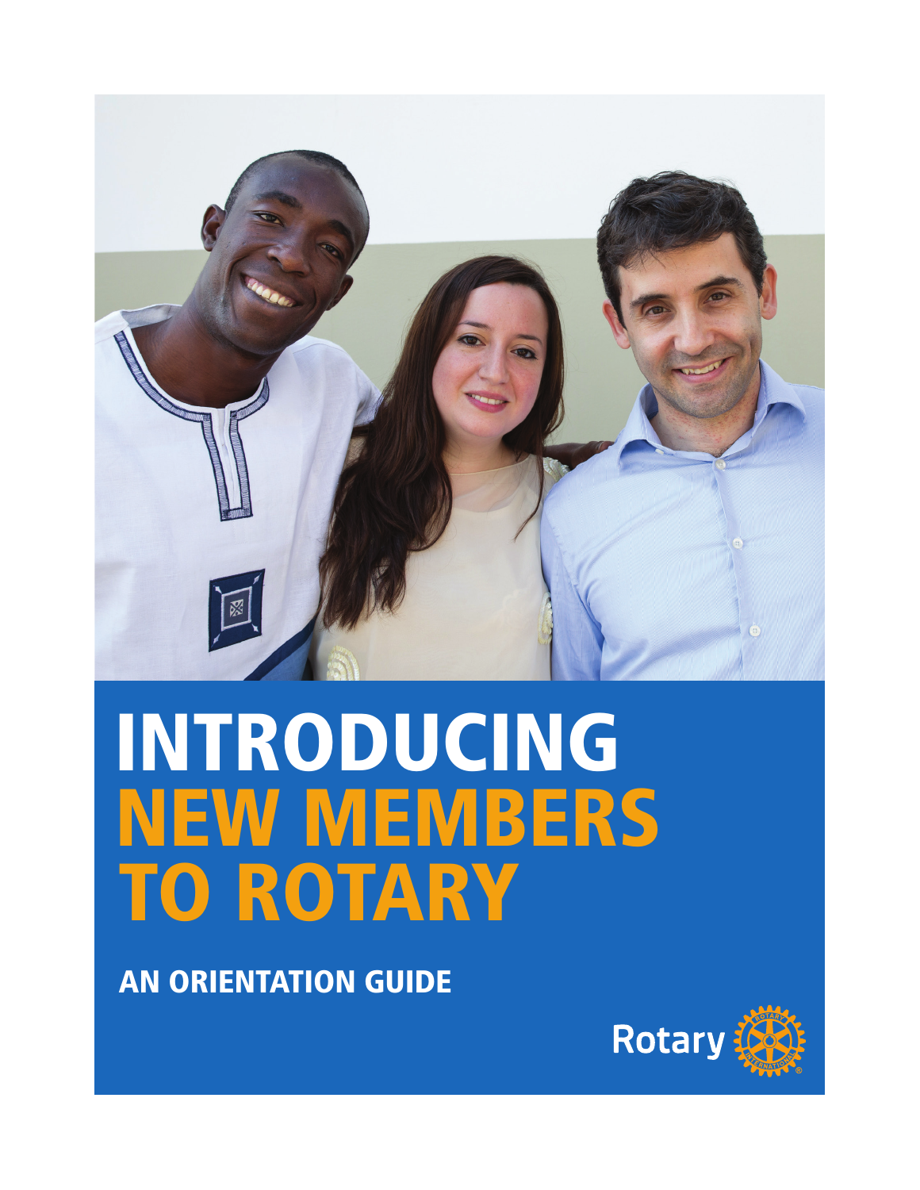# INTRODUCING NEW MEMBERS TO ROTARY

## AN ORIENTATION GUIDE

Rotary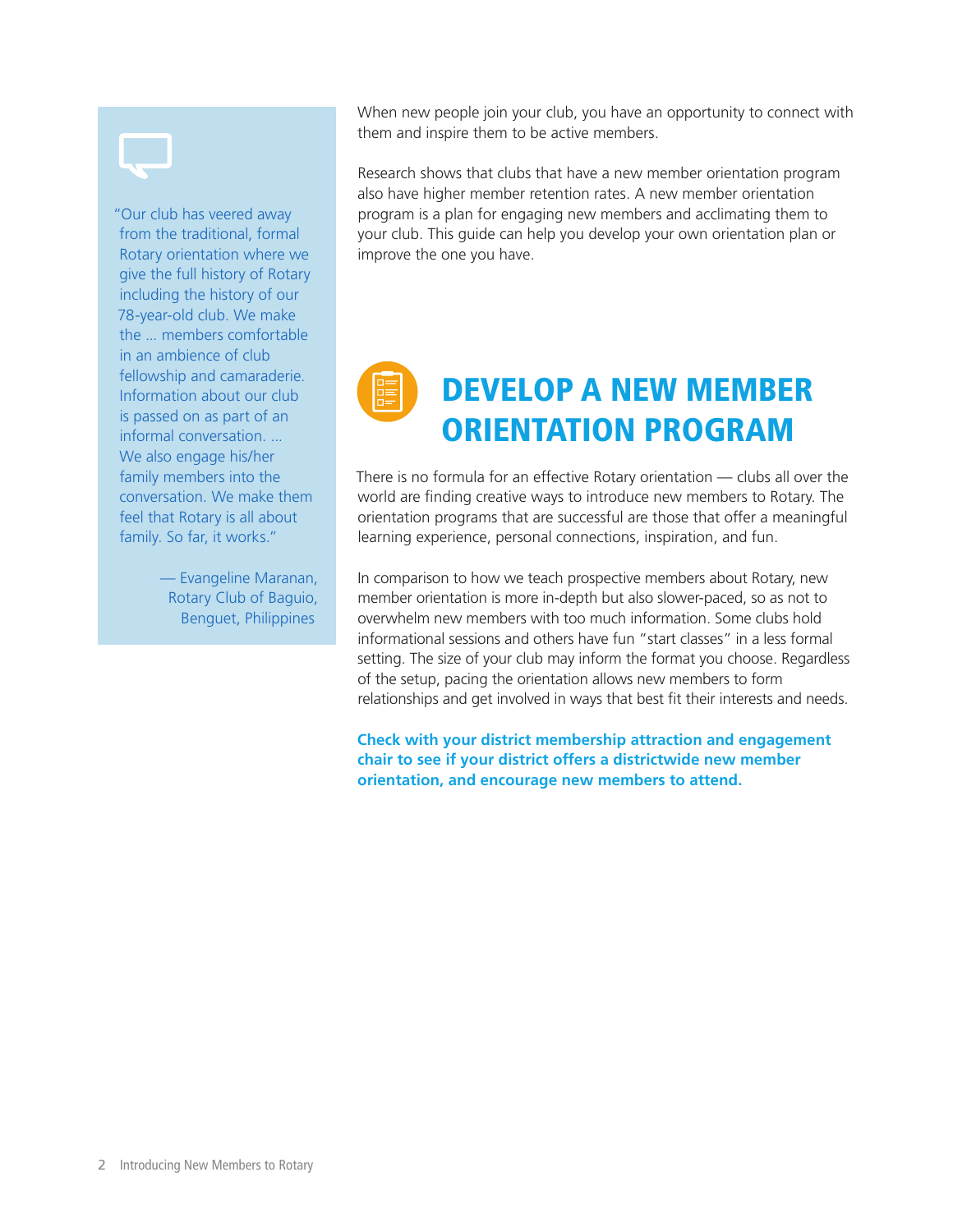When new people join your club, you have an opportunity to connect with them and inspire them to be active members.

Research shows that clubs that have a new member orientation program also have higher member retention rates. A new member orientation program is a plan for engaging new members and acclimating them to your club. This guide can help you develop your own orientation plan or improve the one you have.

> "Our club has veered away from the traditional, formal Rotary orientation where we give the full history of Rotary including the history of our 78-year-old club. We make the … members comfortable in an ambience of club fellowship and camaraderie. Information about our club is passed on as part of an informal conversation. … We also engage his/her family members into the conversation. We make them feel that Rotary is all about family. So far, it works."
>
> — Evangeline Maranan, Rotary Club of Baguio, Benguet, Philippines

## DEVELOP A NEW MEMBER ORIENTATION PROGRAM

There is no formula for an effective Rotary orientation — clubs all over the world are finding creative ways to introduce new members to Rotary. The orientation programs that are successful are those that offer a meaningful learning experience, personal connections, inspiration, and fun.

In comparison to how we teach prospective members about Rotary, new member orientation is more in-depth but also slower-paced, so as not to overwhelm new members with too much information. Some clubs hold informational sessions and others have fun "start classes" in a less formal setting. The size of your club may inform the format you choose. Regardless of the setup, pacing the orientation allows new members to form relationships and get involved in ways that best fit their interests and needs.

**Check with your district membership attraction and engagement chair to see if your district offers a districtwide new member orientation, and encourage new members to attend.**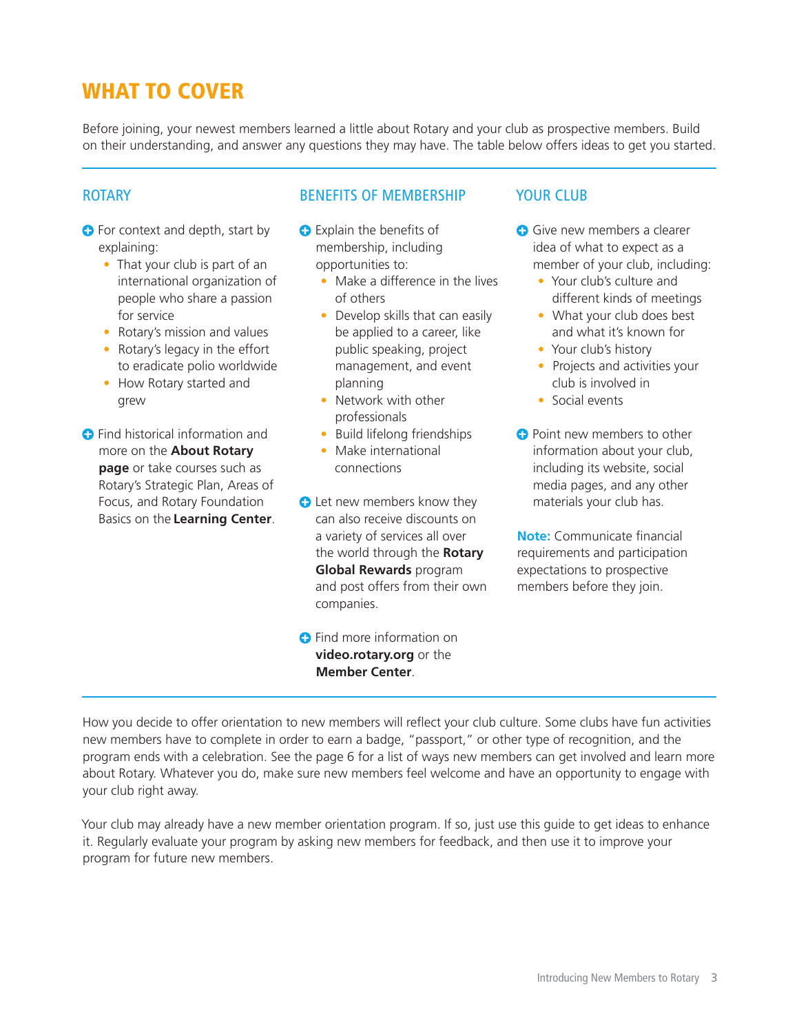# WHAT TO COVER

Before joining, your newest members learned a little about Rotary and your club as prospective members. Build on their understanding, and answer any questions they may have. The table below offers ideas to get you started.

## ROTARY

- For context and depth, start by explaining:
  - That your club is part of an international organization of people who share a passion for service
  - Rotary's mission and values
  - Rotary's legacy in the effort to eradicate polio worldwide
  - How Rotary started and grew
- Find historical information and more on the **About Rotary page** or take courses such as Rotary's Strategic Plan, Areas of Focus, and Rotary Foundation Basics on the **Learning Center**.

## BENEFITS OF MEMBERSHIP

- Explain the benefits of membership, including opportunities to:
  - Make a difference in the lives of others
  - Develop skills that can easily be applied to a career, like public speaking, project management, and event planning
  - Network with other professionals
  - Build lifelong friendships
  - Make international connections
- Let new members know they can also receive discounts on a variety of services all over the world through the **Rotary Global Rewards** program and post offers from their own companies.
- Find more information on **video.rotary.org** or the **Member Center**.

## YOUR CLUB

- Give new members a clearer idea of what to expect as a member of your club, including:
  - Your club's culture and different kinds of meetings
  - What your club does best and what it's known for
  - Your club's history
  - Projects and activities your club is involved in
  - Social events
- Point new members to other information about your club, including its website, social media pages, and any other materials your club has.

**Note:** Communicate financial requirements and participation expectations to prospective members before they join.

How you decide to offer orientation to new members will reflect your club culture. Some clubs have fun activities new members have to complete in order to earn a badge, "passport," or other type of recognition, and the program ends with a celebration. See the page 6 for a list of ways new members can get involved and learn more about Rotary. Whatever you do, make sure new members feel welcome and have an opportunity to engage with your club right away.

Your club may already have a new member orientation program. If so, just use this guide to get ideas to enhance it. Regularly evaluate your program by asking new members for feedback, and then use it to improve your program for future new members.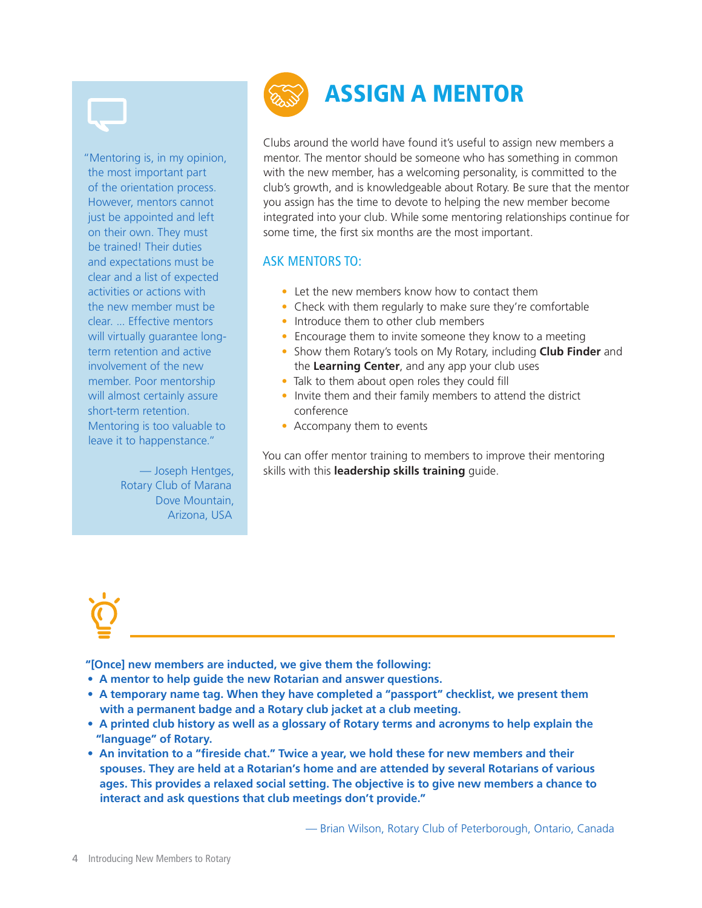> "Mentoring is, in my opinion, the most important part of the orientation process. However, mentors cannot just be appointed and left on their own. They must be trained! Their duties and expectations must be clear and a list of expected activities or actions with the new member must be clear. … Effective mentors will virtually guarantee long-term retention and active involvement of the new member. Poor mentorship will almost certainly assure short-term retention. Mentoring is too valuable to leave it to happenstance."
>
> — Joseph Hentges, Rotary Club of Marana Dove Mountain, Arizona, USA

# ASSIGN A MENTOR

Clubs around the world have found it's useful to assign new members a mentor. The mentor should be someone who has something in common with the new member, has a welcoming personality, is committed to the club's growth, and is knowledgeable about Rotary. Be sure that the mentor you assign has the time to devote to helping the new member become integrated into your club. While some mentoring relationships continue for some time, the first six months are the most important.

## ASK MENTORS TO:

- Let the new members know how to contact them
- Check with them regularly to make sure they're comfortable
- Introduce them to other club members
- Encourage them to invite someone they know to a meeting
- Show them Rotary's tools on My Rotary, including **Club Finder** and the **Learning Center**, and any app your club uses
- Talk to them about open roles they could fill
- Invite them and their family members to attend the district conference
- Accompany them to events

You can offer mentor training to members to improve their mentoring skills with this **leadership skills training** guide.

---

**"[Once] new members are inducted, we give them the following:**

- **A mentor to help guide the new Rotarian and answer questions.**
- **A temporary name tag. When they have completed a "passport" checklist, we present them with a permanent badge and a Rotary club jacket at a club meeting.**
- **A printed club history as well as a glossary of Rotary terms and acronyms to help explain the "language" of Rotary.**
- **An invitation to a "fireside chat." Twice a year, we hold these for new members and their spouses. They are held at a Rotarian's home and are attended by several Rotarians of various ages. This provides a relaxed social setting. The objective is to give new members a chance to interact and ask questions that club meetings don't provide."**

— Brian Wilson, Rotary Club of Peterborough, Ontario, Canada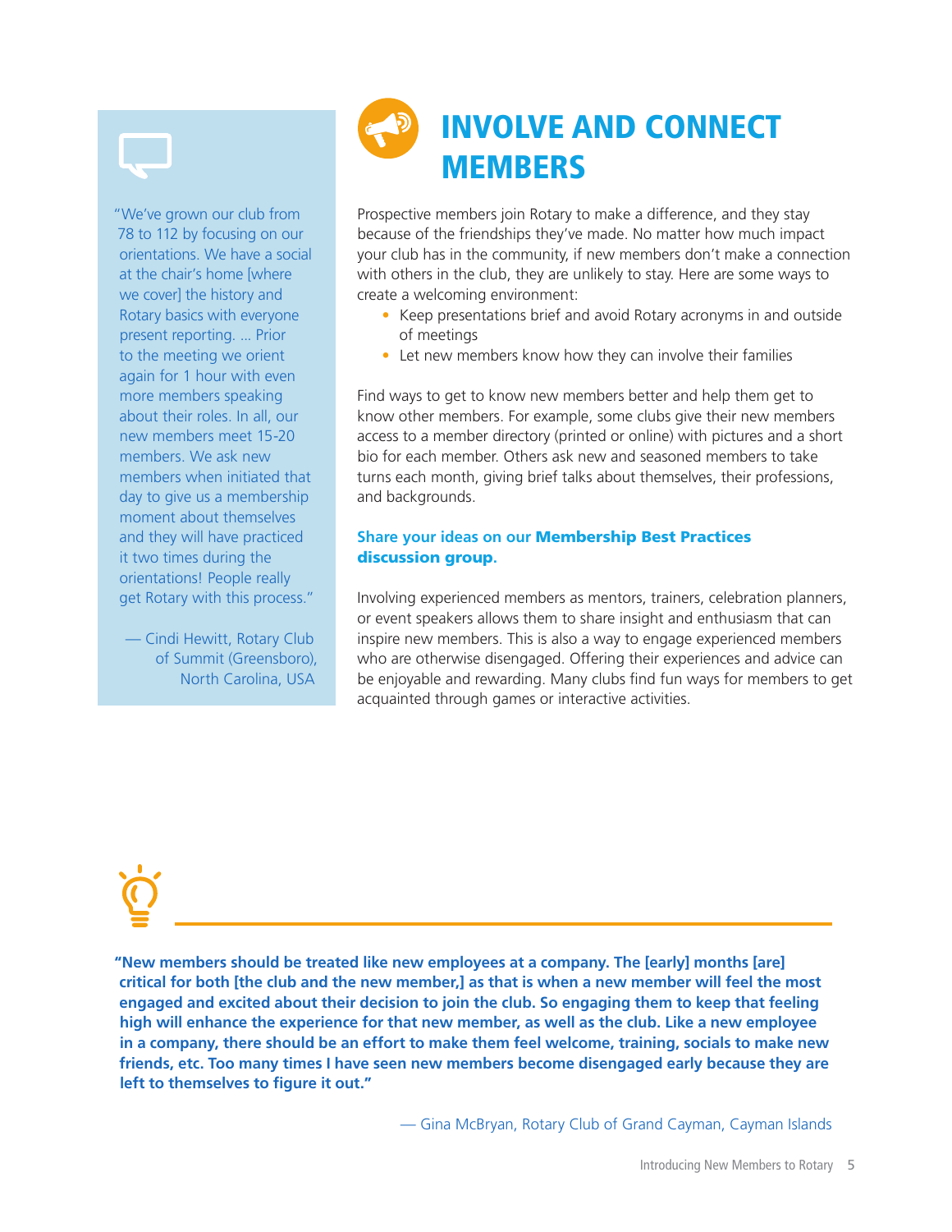## INVOLVE AND CONNECT MEMBERS

Prospective members join Rotary to make a difference, and they stay because of the friendships they've made. No matter how much impact your club has in the community, if new members don't make a connection with others in the club, they are unlikely to stay. Here are some ways to create a welcoming environment:

- Keep presentations brief and avoid Rotary acronyms in and outside of meetings
- Let new members know how they can involve their families

Find ways to get to know new members better and help them get to know other members. For example, some clubs give their new members access to a member directory (printed or online) with pictures and a short bio for each member. Others ask new and seasoned members to take turns each month, giving brief talks about themselves, their professions, and backgrounds.

**Share your ideas on our Membership Best Practices discussion group.**

Involving experienced members as mentors, trainers, celebration planners, or event speakers allows them to share insight and enthusiasm that can inspire new members. This is also a way to engage experienced members who are otherwise disengaged. Offering their experiences and advice can be enjoyable and rewarding. Many clubs find fun ways for members to get acquainted through games or interactive activities.

"We've grown our club from 78 to 112 by focusing on our orientations. We have a social at the chair's home [where we cover] the history and Rotary basics with everyone present reporting. ... Prior to the meeting we orient again for 1 hour with even more members speaking about their roles. In all, our new members meet 15-20 members. We ask new members when initiated that day to give us a membership moment about themselves and they will have practiced it two times during the orientations! People really get Rotary with this process."

— Cindi Hewitt, Rotary Club of Summit (Greensboro), North Carolina, USA

**"New members should be treated like new employees at a company. The [early] months [are] critical for both [the club and the new member,] as that is when a new member will feel the most engaged and excited about their decision to join the club. So engaging them to keep that feeling high will enhance the experience for that new member, as well as the club. Like a new employee in a company, there should be an effort to make them feel welcome, training, socials to make new friends, etc. Too many times I have seen new members become disengaged early because they are left to themselves to figure it out."**

— Gina McBryan, Rotary Club of Grand Cayman, Cayman Islands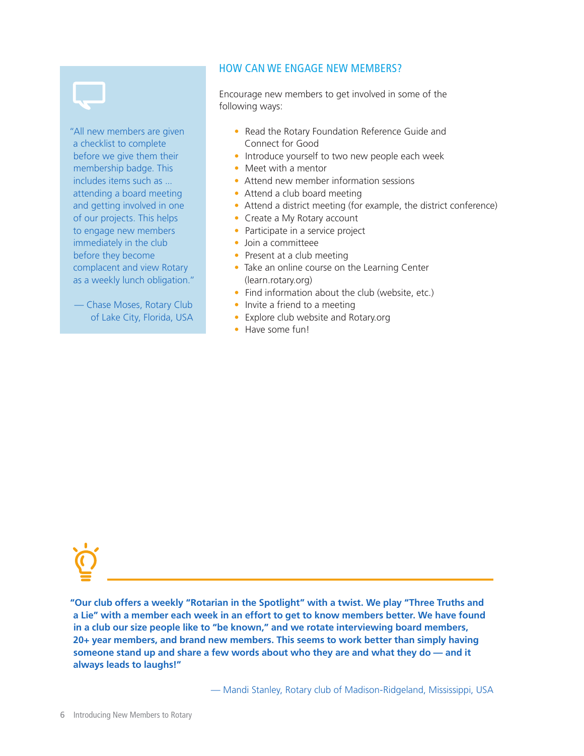> "All new members are given a checklist to complete before we give them their membership badge. This includes items such as … attending a board meeting and getting involved in one of our projects. This helps to engage new members immediately in the club before they become complacent and view Rotary as a weekly lunch obligation."
>
> — Chase Moses, Rotary Club of Lake City, Florida, USA

## HOW CAN WE ENGAGE NEW MEMBERS?

Encourage new members to get involved in some of the following ways:

- Read the Rotary Foundation Reference Guide and Connect for Good
- Introduce yourself to two new people each week
- Meet with a mentor
- Attend new member information sessions
- Attend a club board meeting
- Attend a district meeting (for example, the district conference)
- Create a My Rotary account
- Participate in a service project
- Join a committeee
- Present at a club meeting
- Take an online course on the Learning Center (learn.rotary.org)
- Find information about the club (website, etc.)
- Invite a friend to a meeting
- Explore club website and Rotary.org
- Have some fun!

**"Our club offers a weekly "Rotarian in the Spotlight" with a twist. We play "Three Truths and a Lie" with a member each week in an effort to get to know members better. We have found in a club our size people like to "be known," and we rotate interviewing board members, 20+ year members, and brand new members. This seems to work better than simply having someone stand up and share a few words about who they are and what they do — and it always leads to laughs!"**

— Mandi Stanley, Rotary club of Madison-Ridgeland, Mississippi, USA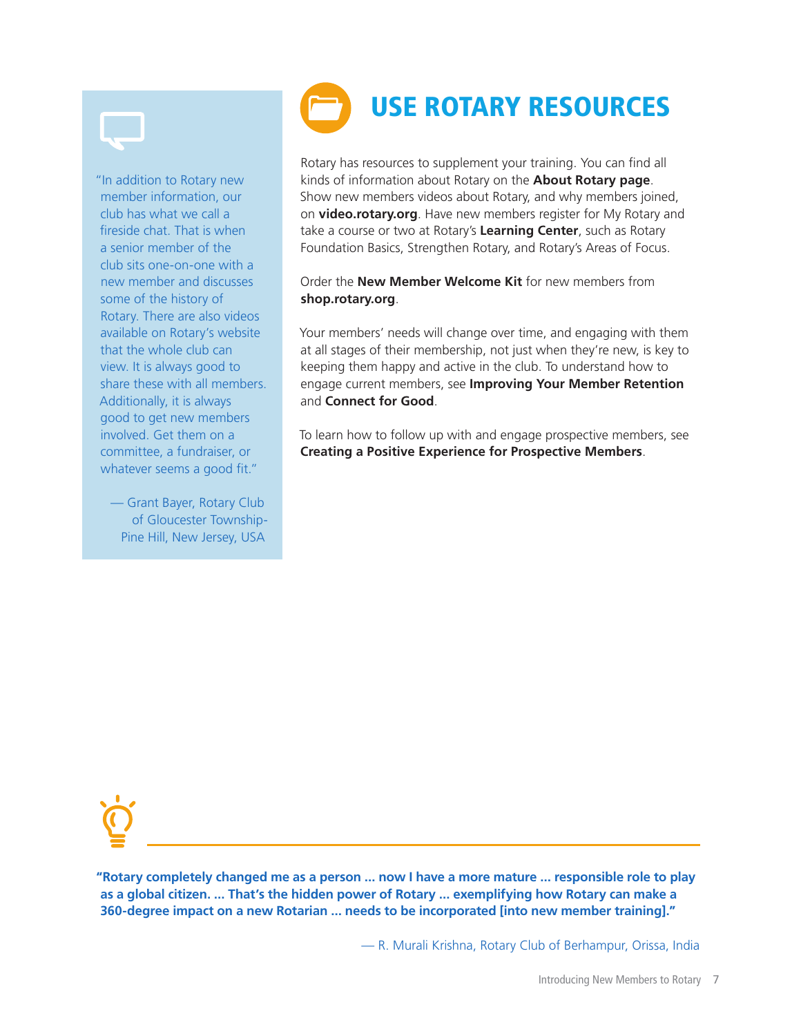## USE ROTARY RESOURCES

Rotary has resources to supplement your training. You can find all kinds of information about Rotary on the **About Rotary page**. Show new members videos about Rotary, and why members joined, on **video.rotary.org**. Have new members register for My Rotary and take a course or two at Rotary's **Learning Center**, such as Rotary Foundation Basics, Strengthen Rotary, and Rotary's Areas of Focus.

Order the **New Member Welcome Kit** for new members from **shop.rotary.org**.

Your members' needs will change over time, and engaging with them at all stages of their membership, not just when they're new, is key to keeping them happy and active in the club. To understand how to engage current members, see **Improving Your Member Retention** and **Connect for Good**.

To learn how to follow up with and engage prospective members, see **Creating a Positive Experience for Prospective Members**.

"In addition to Rotary new member information, our club has what we call a fireside chat. That is when a senior member of the club sits one-on-one with a new member and discusses some of the history of Rotary. There are also videos available on Rotary's website that the whole club can view. It is always good to share these with all members. Additionally, it is always good to get new members involved. Get them on a committee, a fundraiser, or whatever seems a good fit."

— Grant Bayer, Rotary Club of Gloucester Township-Pine Hill, New Jersey, USA

**"Rotary completely changed me as a person ... now I have a more mature ... responsible role to play as a global citizen. ... That's the hidden power of Rotary ... exemplifying how Rotary can make a 360-degree impact on a new Rotarian ... needs to be incorporated [into new member training]."**

— R. Murali Krishna, Rotary Club of Berhampur, Orissa, India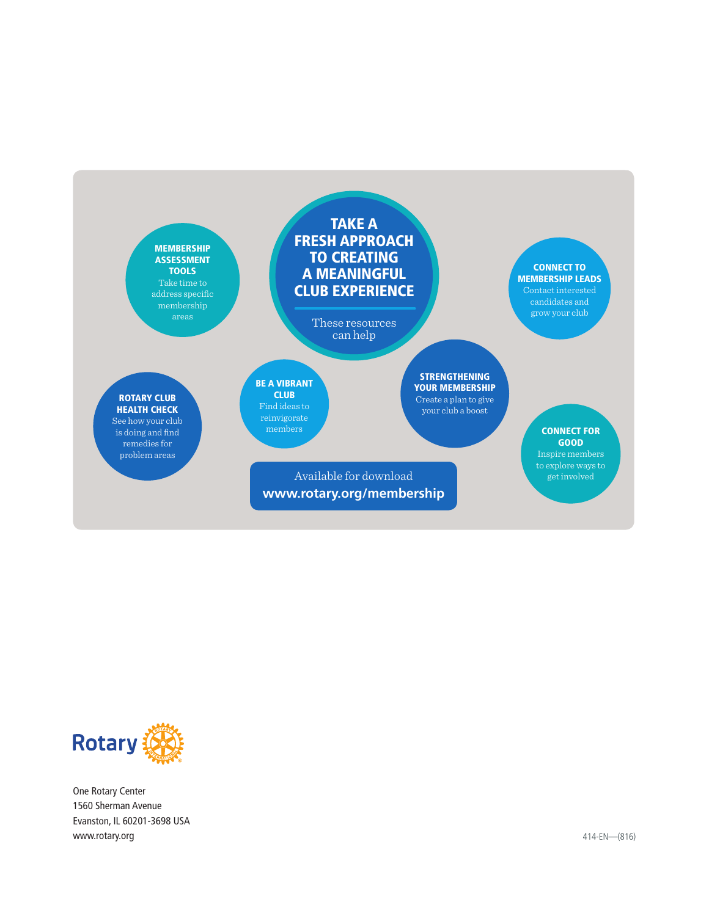## TAKE A FRESH APPROACH TO CREATING A MEANINGFUL CLUB EXPERIENCE

These resources can help

**MEMBERSHIP ASSESSMENT TOOLS**
Take time to address specific membership areas

**CONNECT TO MEMBERSHIP LEADS**
Contact interested candidates and grow your club

**ROTARY CLUB HEALTH CHECK**
See how your club is doing and find remedies for problem areas

**BE A VIBRANT CLUB**
Find ideas to reinvigorate members

**STRENGTHENING YOUR MEMBERSHIP**
Create a plan to give your club a boost

**CONNECT FOR GOOD**
Inspire members to explore ways to get involved

Available for download
**www.rotary.org/membership**

Rotary

One Rotary Center
1560 Sherman Avenue
Evanston, IL 60201-3698 USA
www.rotary.org

414-EN—(816)